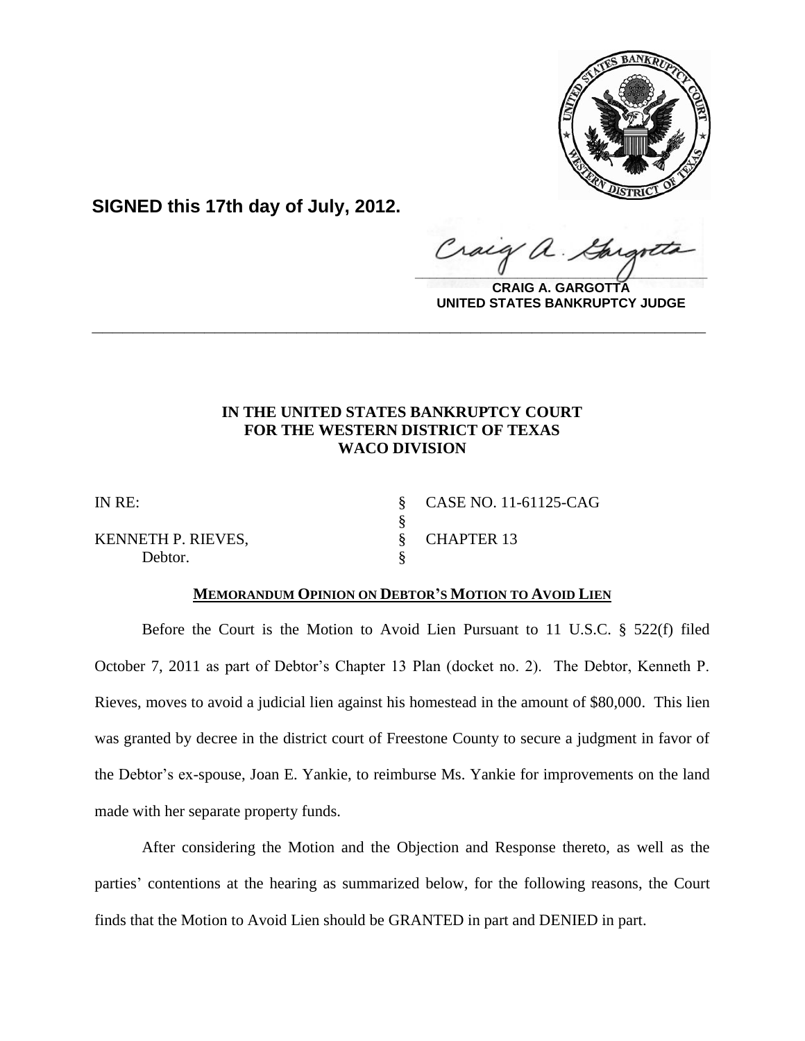**SIGNED this 17th day of July, 2012.**

**CRAIG A. GARGOTTA**
**UNITED STATES BANKRUPTCY JUDGE**

---

**IN THE UNITED STATES BANKRUPTCY COURT**
**FOR THE WESTERN DISTRICT OF TEXAS**
**WACO DIVISION**

| | | |
|---|---|---|
| IN RE: | § | CASE NO. 11-61125-CAG |
| | § | |
| KENNETH P. RIEVES, | § | CHAPTER 13 |
| Debtor. | § | |

**MEMORANDUM OPINION ON DEBTOR'S MOTION TO AVOID LIEN**

Before the Court is the Motion to Avoid Lien Pursuant to 11 U.S.C. § 522(f) filed October 7, 2011 as part of Debtor's Chapter 13 Plan (docket no. 2). The Debtor, Kenneth P. Rieves, moves to avoid a judicial lien against his homestead in the amount of $80,000. This lien was granted by decree in the district court of Freestone County to secure a judgment in favor of the Debtor's ex-spouse, Joan E. Yankie, to reimburse Ms. Yankie for improvements on the land made with her separate property funds.

After considering the Motion and the Objection and Response thereto, as well as the parties' contentions at the hearing as summarized below, for the following reasons, the Court finds that the Motion to Avoid Lien should be GRANTED in part and DENIED in part.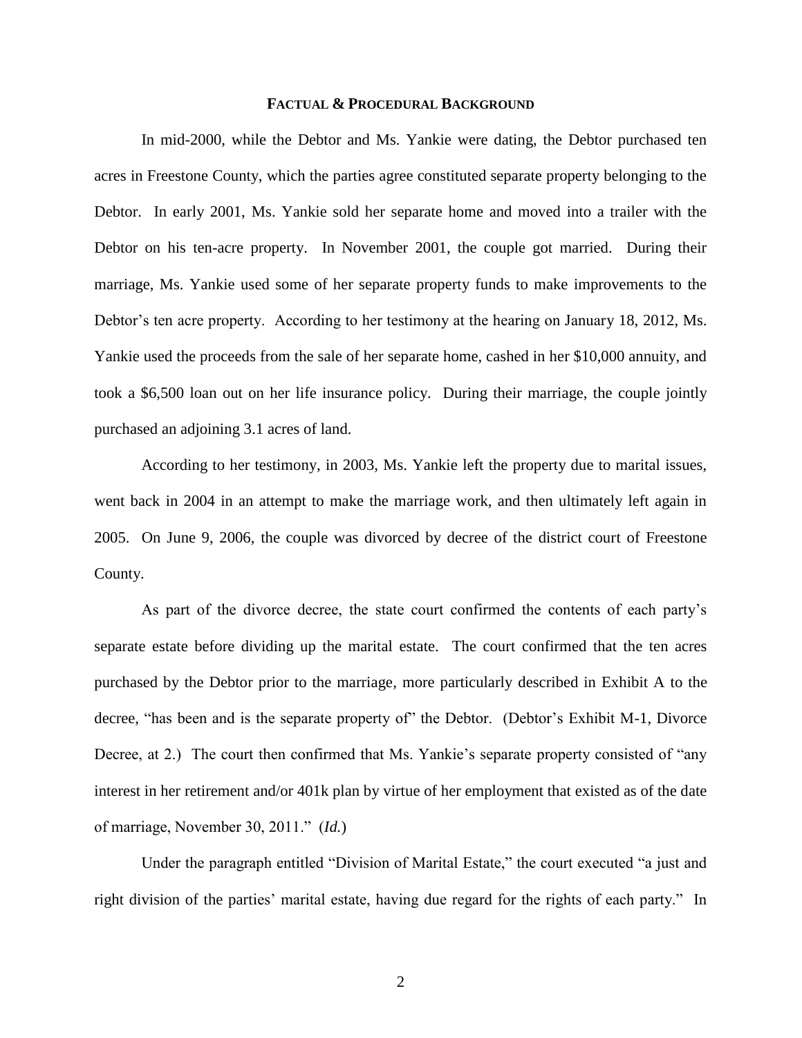## FACTUAL & PROCEDURAL BACKGROUND

In mid-2000, while the Debtor and Ms. Yankie were dating, the Debtor purchased ten acres in Freestone County, which the parties agree constituted separate property belonging to the Debtor. In early 2001, Ms. Yankie sold her separate home and moved into a trailer with the Debtor on his ten-acre property. In November 2001, the couple got married. During their marriage, Ms. Yankie used some of her separate property funds to make improvements to the Debtor's ten acre property. According to her testimony at the hearing on January 18, 2012, Ms. Yankie used the proceeds from the sale of her separate home, cashed in her $10,000 annuity, and took a $6,500 loan out on her life insurance policy. During their marriage, the couple jointly purchased an adjoining 3.1 acres of land.

According to her testimony, in 2003, Ms. Yankie left the property due to marital issues, went back in 2004 in an attempt to make the marriage work, and then ultimately left again in 2005. On June 9, 2006, the couple was divorced by decree of the district court of Freestone County.

As part of the divorce decree, the state court confirmed the contents of each party's separate estate before dividing up the marital estate. The court confirmed that the ten acres purchased by the Debtor prior to the marriage, more particularly described in Exhibit A to the decree, "has been and is the separate property of" the Debtor. (Debtor's Exhibit M-1, Divorce Decree, at 2.) The court then confirmed that Ms. Yankie's separate property consisted of "any interest in her retirement and/or 401k plan by virtue of her employment that existed as of the date of marriage, November 30, 2011." (*Id.*)

Under the paragraph entitled "Division of Marital Estate," the court executed "a just and right division of the parties' marital estate, having due regard for the rights of each party." In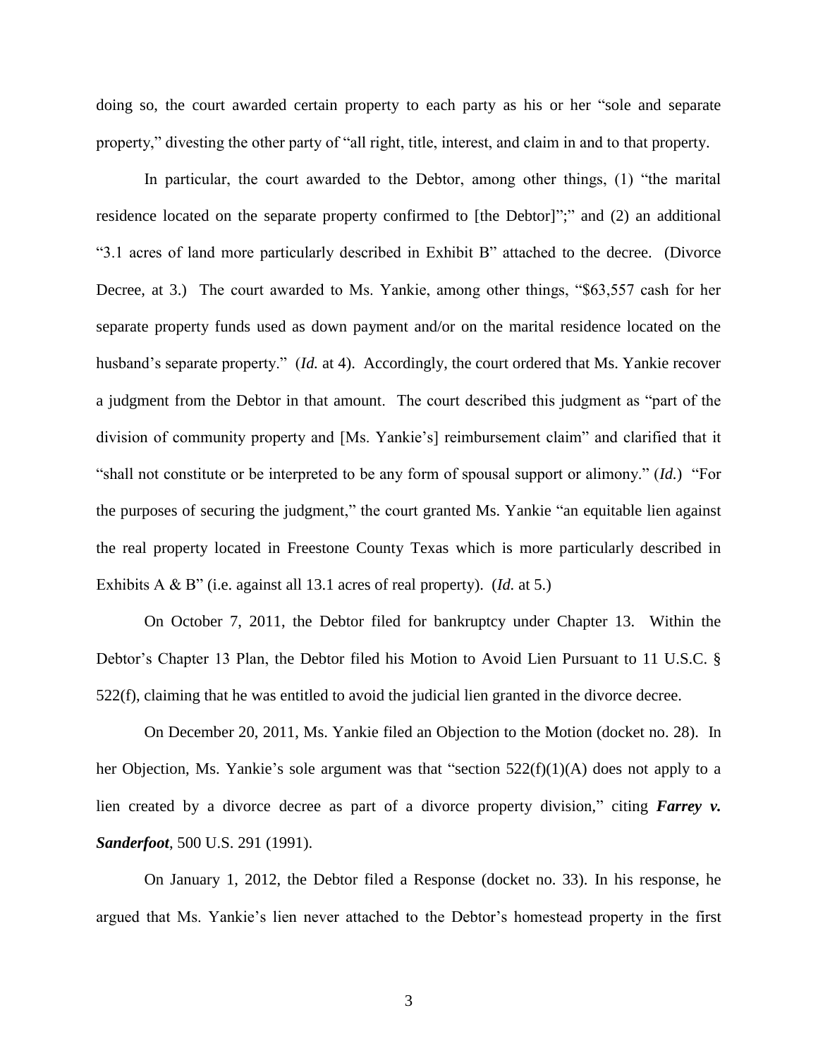doing so, the court awarded certain property to each party as his or her "sole and separate property," divesting the other party of "all right, title, interest, and claim in and to that property.

In particular, the court awarded to the Debtor, among other things, (1) "the marital residence located on the separate property confirmed to [the Debtor]";" and (2) an additional "3.1 acres of land more particularly described in Exhibit B" attached to the decree. (Divorce Decree, at 3.) The court awarded to Ms. Yankie, among other things, "$63,557 cash for her separate property funds used as down payment and/or on the marital residence located on the husband's separate property." (*Id.* at 4). Accordingly, the court ordered that Ms. Yankie recover a judgment from the Debtor in that amount. The court described this judgment as "part of the division of community property and [Ms. Yankie's] reimbursement claim" and clarified that it "shall not constitute or be interpreted to be any form of spousal support or alimony." (*Id.*) "For the purposes of securing the judgment," the court granted Ms. Yankie "an equitable lien against the real property located in Freestone County Texas which is more particularly described in Exhibits A & B" (i.e. against all 13.1 acres of real property). (*Id.* at 5.)

On October 7, 2011, the Debtor filed for bankruptcy under Chapter 13. Within the Debtor's Chapter 13 Plan, the Debtor filed his Motion to Avoid Lien Pursuant to 11 U.S.C. § 522(f), claiming that he was entitled to avoid the judicial lien granted in the divorce decree.

On December 20, 2011, Ms. Yankie filed an Objection to the Motion (docket no. 28). In her Objection, Ms. Yankie's sole argument was that "section 522(f)(1)(A) does not apply to a lien created by a divorce decree as part of a divorce property division," citing ***Farrey v. Sanderfoot***, 500 U.S. 291 (1991).

On January 1, 2012, the Debtor filed a Response (docket no. 33). In his response, he argued that Ms. Yankie's lien never attached to the Debtor's homestead property in the first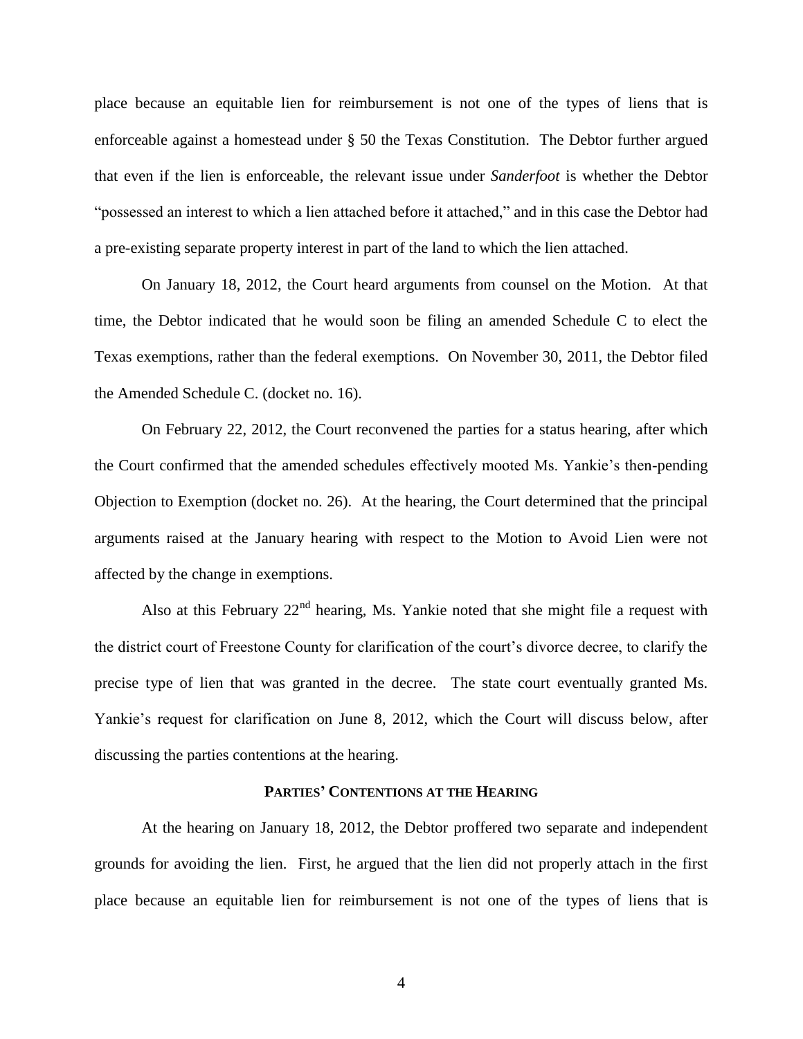place because an equitable lien for reimbursement is not one of the types of liens that is enforceable against a homestead under § 50 the Texas Constitution. The Debtor further argued that even if the lien is enforceable, the relevant issue under *Sanderfoot* is whether the Debtor "possessed an interest to which a lien attached before it attached," and in this case the Debtor had a pre-existing separate property interest in part of the land to which the lien attached.

On January 18, 2012, the Court heard arguments from counsel on the Motion. At that time, the Debtor indicated that he would soon be filing an amended Schedule C to elect the Texas exemptions, rather than the federal exemptions. On November 30, 2011, the Debtor filed the Amended Schedule C. (docket no. 16).

On February 22, 2012, the Court reconvened the parties for a status hearing, after which the Court confirmed that the amended schedules effectively mooted Ms. Yankie's then-pending Objection to Exemption (docket no. 26). At the hearing, the Court determined that the principal arguments raised at the January hearing with respect to the Motion to Avoid Lien were not affected by the change in exemptions.

Also at this February 22nd hearing, Ms. Yankie noted that she might file a request with the district court of Freestone County for clarification of the court's divorce decree, to clarify the precise type of lien that was granted in the decree. The state court eventually granted Ms. Yankie's request for clarification on June 8, 2012, which the Court will discuss below, after discussing the parties contentions at the hearing.

## PARTIES' CONTENTIONS AT THE HEARING

At the hearing on January 18, 2012, the Debtor proffered two separate and independent grounds for avoiding the lien. First, he argued that the lien did not properly attach in the first place because an equitable lien for reimbursement is not one of the types of liens that is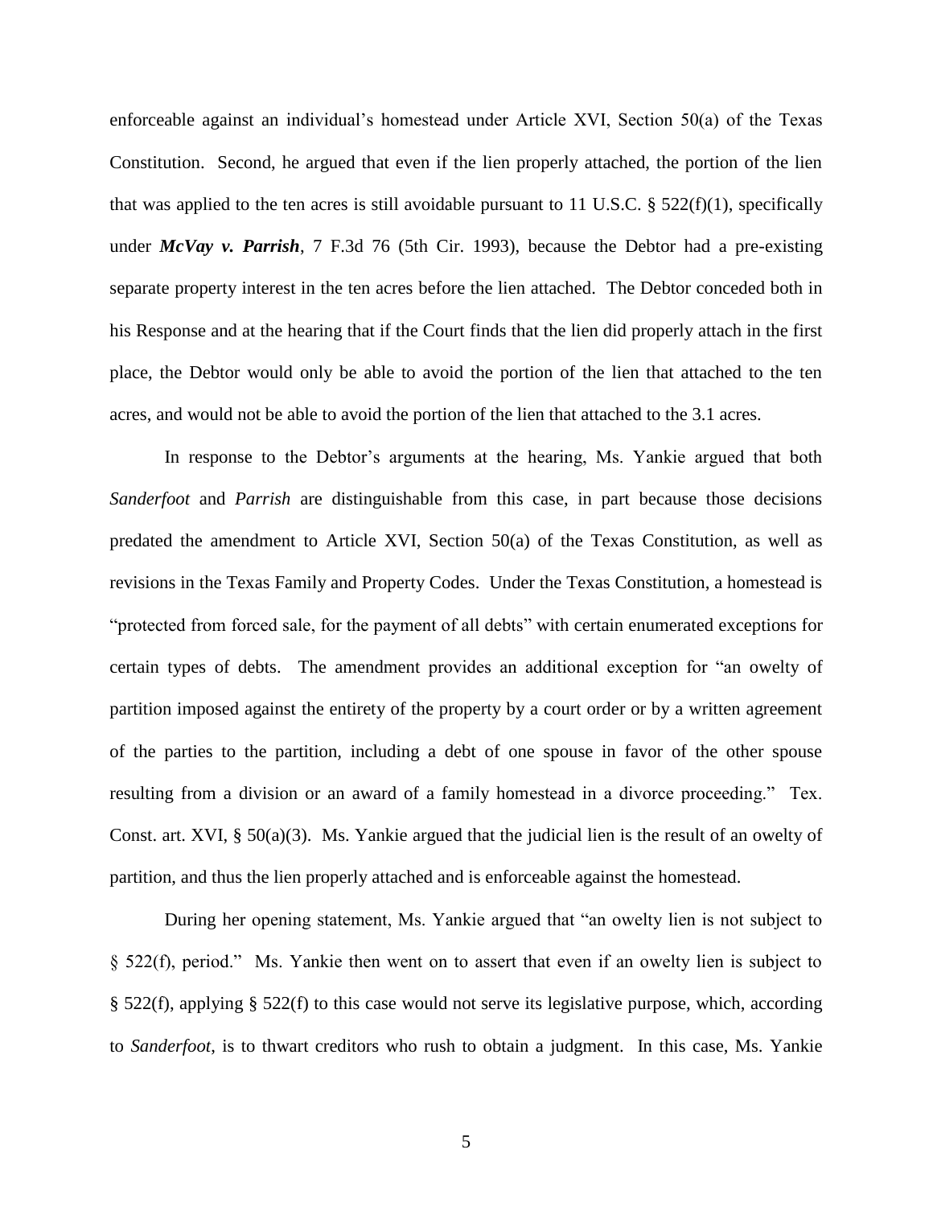enforceable against an individual's homestead under Article XVI, Section 50(a) of the Texas Constitution. Second, he argued that even if the lien properly attached, the portion of the lien that was applied to the ten acres is still avoidable pursuant to 11 U.S.C. § 522(f)(1), specifically under ***McVay v. Parrish***, 7 F.3d 76 (5th Cir. 1993), because the Debtor had a pre-existing separate property interest in the ten acres before the lien attached. The Debtor conceded both in his Response and at the hearing that if the Court finds that the lien did properly attach in the first place, the Debtor would only be able to avoid the portion of the lien that attached to the ten acres, and would not be able to avoid the portion of the lien that attached to the 3.1 acres.

In response to the Debtor's arguments at the hearing, Ms. Yankie argued that both *Sanderfoot* and *Parrish* are distinguishable from this case, in part because those decisions predated the amendment to Article XVI, Section 50(a) of the Texas Constitution, as well as revisions in the Texas Family and Property Codes. Under the Texas Constitution, a homestead is "protected from forced sale, for the payment of all debts" with certain enumerated exceptions for certain types of debts. The amendment provides an additional exception for "an owelty of partition imposed against the entirety of the property by a court order or by a written agreement of the parties to the partition, including a debt of one spouse in favor of the other spouse resulting from a division or an award of a family homestead in a divorce proceeding." Tex. Const. art. XVI, § 50(a)(3). Ms. Yankie argued that the judicial lien is the result of an owelty of partition, and thus the lien properly attached and is enforceable against the homestead.

During her opening statement, Ms. Yankie argued that "an owelty lien is not subject to § 522(f), period." Ms. Yankie then went on to assert that even if an owelty lien is subject to § 522(f), applying § 522(f) to this case would not serve its legislative purpose, which, according to *Sanderfoot*, is to thwart creditors who rush to obtain a judgment. In this case, Ms. Yankie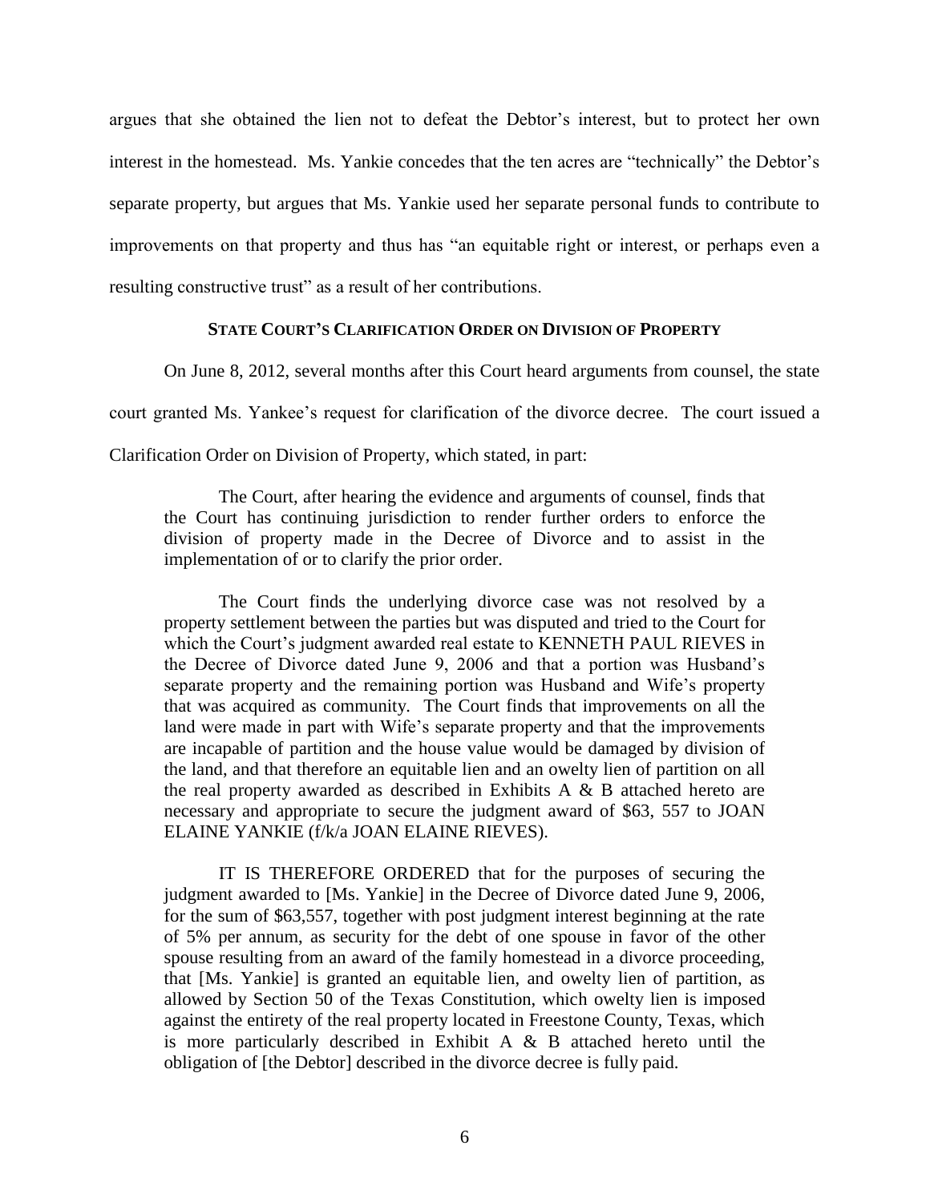argues that she obtained the lien not to defeat the Debtor's interest, but to protect her own interest in the homestead. Ms. Yankie concedes that the ten acres are "technically" the Debtor's separate property, but argues that Ms. Yankie used her separate personal funds to contribute to improvements on that property and thus has "an equitable right or interest, or perhaps even a resulting constructive trust" as a result of her contributions.

## STATE COURT'S CLARIFICATION ORDER ON DIVISION OF PROPERTY

On June 8, 2012, several months after this Court heard arguments from counsel, the state court granted Ms. Yankee's request for clarification of the divorce decree. The court issued a Clarification Order on Division of Property, which stated, in part:

> The Court, after hearing the evidence and arguments of counsel, finds that the Court has continuing jurisdiction to render further orders to enforce the division of property made in the Decree of Divorce and to assist in the implementation of or to clarify the prior order.
>
> The Court finds the underlying divorce case was not resolved by a property settlement between the parties but was disputed and tried to the Court for which the Court's judgment awarded real estate to KENNETH PAUL RIEVES in the Decree of Divorce dated June 9, 2006 and that a portion was Husband's separate property and the remaining portion was Husband and Wife's property that was acquired as community. The Court finds that improvements on all the land were made in part with Wife's separate property and that the improvements are incapable of partition and the house value would be damaged by division of the land, and that therefore an equitable lien and an owelty lien of partition on all the real property awarded as described in Exhibits A & B attached hereto are necessary and appropriate to secure the judgment award of $63, 557 to JOAN ELAINE YANKIE (f/k/a JOAN ELAINE RIEVES).
>
> IT IS THEREFORE ORDERED that for the purposes of securing the judgment awarded to [Ms. Yankie] in the Decree of Divorce dated June 9, 2006, for the sum of $63,557, together with post judgment interest beginning at the rate of 5% per annum, as security for the debt of one spouse in favor of the other spouse resulting from an award of the family homestead in a divorce proceeding, that [Ms. Yankie] is granted an equitable lien, and owelty lien of partition, as allowed by Section 50 of the Texas Constitution, which owelty lien is imposed against the entirety of the real property located in Freestone County, Texas, which is more particularly described in Exhibit A & B attached hereto until the obligation of [the Debtor] described in the divorce decree is fully paid.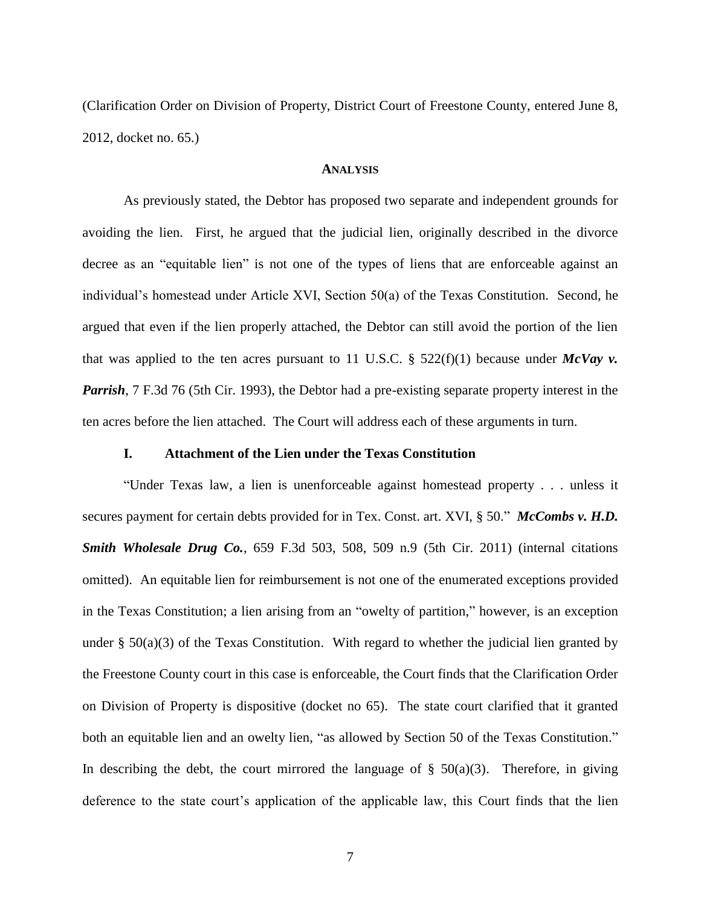(Clarification Order on Division of Property, District Court of Freestone County, entered June 8, 2012, docket no. 65.)

## ANALYSIS

As previously stated, the Debtor has proposed two separate and independent grounds for avoiding the lien. First, he argued that the judicial lien, originally described in the divorce decree as an "equitable lien" is not one of the types of liens that are enforceable against an individual's homestead under Article XVI, Section 50(a) of the Texas Constitution. Second, he argued that even if the lien properly attached, the Debtor can still avoid the portion of the lien that was applied to the ten acres pursuant to 11 U.S.C. § 522(f)(1) because under ***McVay v. Parrish***, 7 F.3d 76 (5th Cir. 1993), the Debtor had a pre-existing separate property interest in the ten acres before the lien attached. The Court will address each of these arguments in turn.

### I. Attachment of the Lien under the Texas Constitution

"Under Texas law, a lien is unenforceable against homestead property . . . unless it secures payment for certain debts provided for in Tex. Const. art. XVI, § 50." ***McCombs v. H.D. Smith Wholesale Drug Co.***, 659 F.3d 503, 508, 509 n.9 (5th Cir. 2011) (internal citations omitted). An equitable lien for reimbursement is not one of the enumerated exceptions provided in the Texas Constitution; a lien arising from an "owelty of partition," however, is an exception under § 50(a)(3) of the Texas Constitution. With regard to whether the judicial lien granted by the Freestone County court in this case is enforceable, the Court finds that the Clarification Order on Division of Property is dispositive (docket no 65). The state court clarified that it granted both an equitable lien and an owelty lien, "as allowed by Section 50 of the Texas Constitution." In describing the debt, the court mirrored the language of § 50(a)(3). Therefore, in giving deference to the state court's application of the applicable law, this Court finds that the lien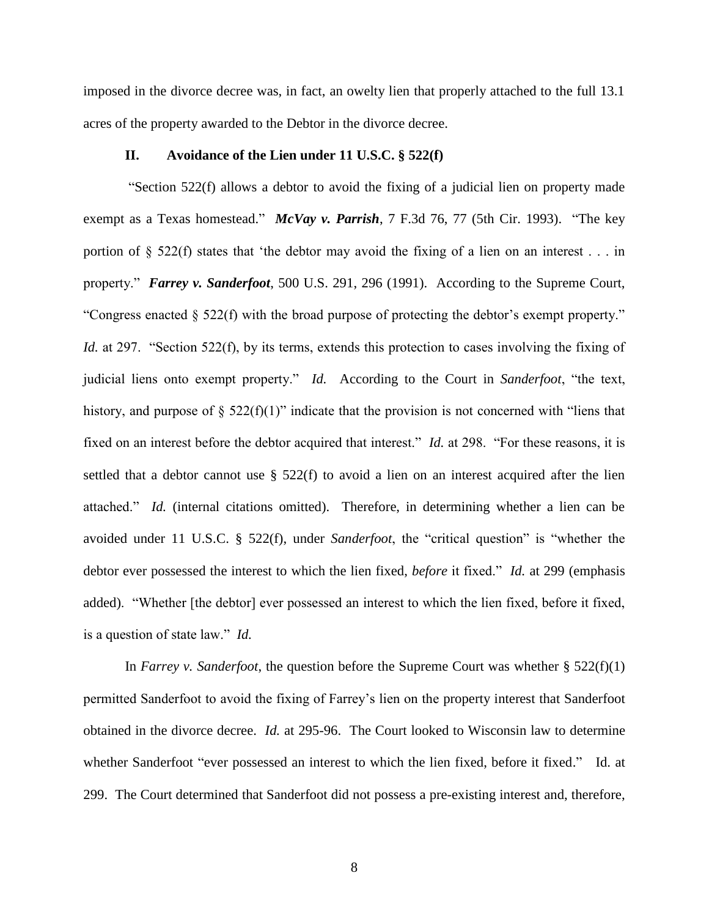imposed in the divorce decree was, in fact, an owelty lien that properly attached to the full 13.1 acres of the property awarded to the Debtor in the divorce decree.

### II. Avoidance of the Lien under 11 U.S.C. § 522(f)

"Section 522(f) allows a debtor to avoid the fixing of a judicial lien on property made exempt as a Texas homestead." ***McVay v. Parrish***, 7 F.3d 76, 77 (5th Cir. 1993). "The key portion of § 522(f) states that 'the debtor may avoid the fixing of a lien on an interest . . . in property." ***Farrey v. Sanderfoot***, 500 U.S. 291, 296 (1991). According to the Supreme Court, "Congress enacted § 522(f) with the broad purpose of protecting the debtor's exempt property." *Id.* at 297. "Section 522(f), by its terms, extends this protection to cases involving the fixing of judicial liens onto exempt property." *Id.* According to the Court in *Sanderfoot*, "the text, history, and purpose of § 522(f)(1)" indicate that the provision is not concerned with "liens that fixed on an interest before the debtor acquired that interest." *Id.* at 298. "For these reasons, it is settled that a debtor cannot use § 522(f) to avoid a lien on an interest acquired after the lien attached." *Id.* (internal citations omitted). Therefore, in determining whether a lien can be avoided under 11 U.S.C. § 522(f), under *Sanderfoot*, the "critical question" is "whether the debtor ever possessed the interest to which the lien fixed, *before* it fixed." *Id.* at 299 (emphasis added). "Whether [the debtor] ever possessed an interest to which the lien fixed, before it fixed, is a question of state law." *Id.*

In *Farrey v. Sanderfoot*, the question before the Supreme Court was whether § 522(f)(1) permitted Sanderfoot to avoid the fixing of Farrey's lien on the property interest that Sanderfoot obtained in the divorce decree. *Id.* at 295-96. The Court looked to Wisconsin law to determine whether Sanderfoot "ever possessed an interest to which the lien fixed, before it fixed." Id. at 299. The Court determined that Sanderfoot did not possess a pre-existing interest and, therefore,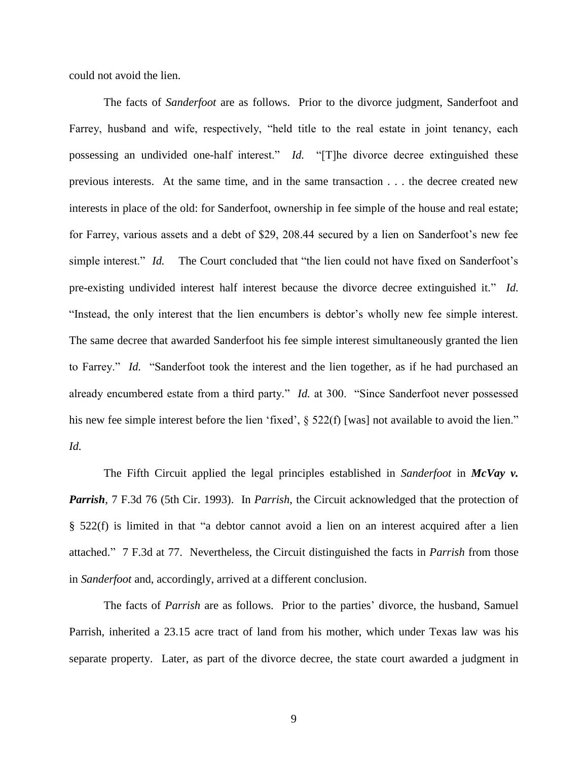could not avoid the lien.

The facts of *Sanderfoot* are as follows. Prior to the divorce judgment, Sanderfoot and Farrey, husband and wife, respectively, "held title to the real estate in joint tenancy, each possessing an undivided one-half interest." *Id.* "[T]he divorce decree extinguished these previous interests. At the same time, and in the same transaction . . . the decree created new interests in place of the old: for Sanderfoot, ownership in fee simple of the house and real estate; for Farrey, various assets and a debt of $29, 208.44 secured by a lien on Sanderfoot's new fee simple interest." *Id.* The Court concluded that "the lien could not have fixed on Sanderfoot's pre-existing undivided interest half interest because the divorce decree extinguished it." *Id.* "Instead, the only interest that the lien encumbers is debtor's wholly new fee simple interest. The same decree that awarded Sanderfoot his fee simple interest simultaneously granted the lien to Farrey." *Id.* "Sanderfoot took the interest and the lien together, as if he had purchased an already encumbered estate from a third party." *Id.* at 300. "Since Sanderfoot never possessed his new fee simple interest before the lien 'fixed', § 522(f) [was] not available to avoid the lien." *Id.*

The Fifth Circuit applied the legal principles established in *Sanderfoot* in ***McVay v. Parrish***, 7 F.3d 76 (5th Cir. 1993). In *Parrish*, the Circuit acknowledged that the protection of § 522(f) is limited in that "a debtor cannot avoid a lien on an interest acquired after a lien attached." 7 F.3d at 77. Nevertheless, the Circuit distinguished the facts in *Parrish* from those in *Sanderfoot* and, accordingly, arrived at a different conclusion.

The facts of *Parrish* are as follows. Prior to the parties' divorce, the husband, Samuel Parrish, inherited a 23.15 acre tract of land from his mother, which under Texas law was his separate property. Later, as part of the divorce decree, the state court awarded a judgment in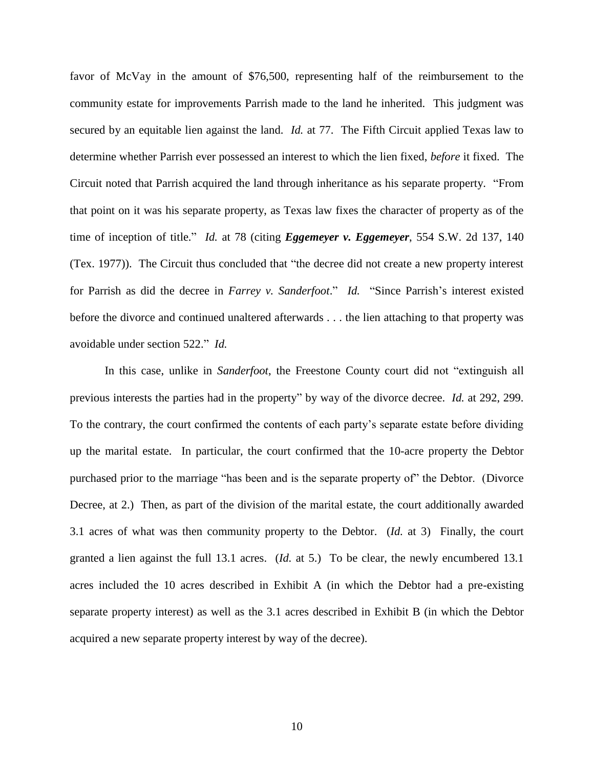favor of McVay in the amount of $76,500, representing half of the reimbursement to the community estate for improvements Parrish made to the land he inherited. This judgment was secured by an equitable lien against the land. *Id.* at 77. The Fifth Circuit applied Texas law to determine whether Parrish ever possessed an interest to which the lien fixed, *before* it fixed. The Circuit noted that Parrish acquired the land through inheritance as his separate property. "From that point on it was his separate property, as Texas law fixes the character of property as of the time of inception of title." *Id.* at 78 (citing ***Eggemeyer v. Eggemeyer***, 554 S.W. 2d 137, 140 (Tex. 1977)). The Circuit thus concluded that "the decree did not create a new property interest for Parrish as did the decree in *Farrey v. Sanderfoot*." *Id.* "Since Parrish's interest existed before the divorce and continued unaltered afterwards . . . the lien attaching to that property was avoidable under section 522." *Id.*

In this case, unlike in *Sanderfoot*, the Freestone County court did not "extinguish all previous interests the parties had in the property" by way of the divorce decree. *Id.* at 292, 299. To the contrary, the court confirmed the contents of each party's separate estate before dividing up the marital estate. In particular, the court confirmed that the 10-acre property the Debtor purchased prior to the marriage "has been and is the separate property of" the Debtor. (Divorce Decree, at 2.) Then, as part of the division of the marital estate, the court additionally awarded 3.1 acres of what was then community property to the Debtor. (*Id.* at 3) Finally, the court granted a lien against the full 13.1 acres. (*Id.* at 5.) To be clear, the newly encumbered 13.1 acres included the 10 acres described in Exhibit A (in which the Debtor had a pre-existing separate property interest) as well as the 3.1 acres described in Exhibit B (in which the Debtor acquired a new separate property interest by way of the decree).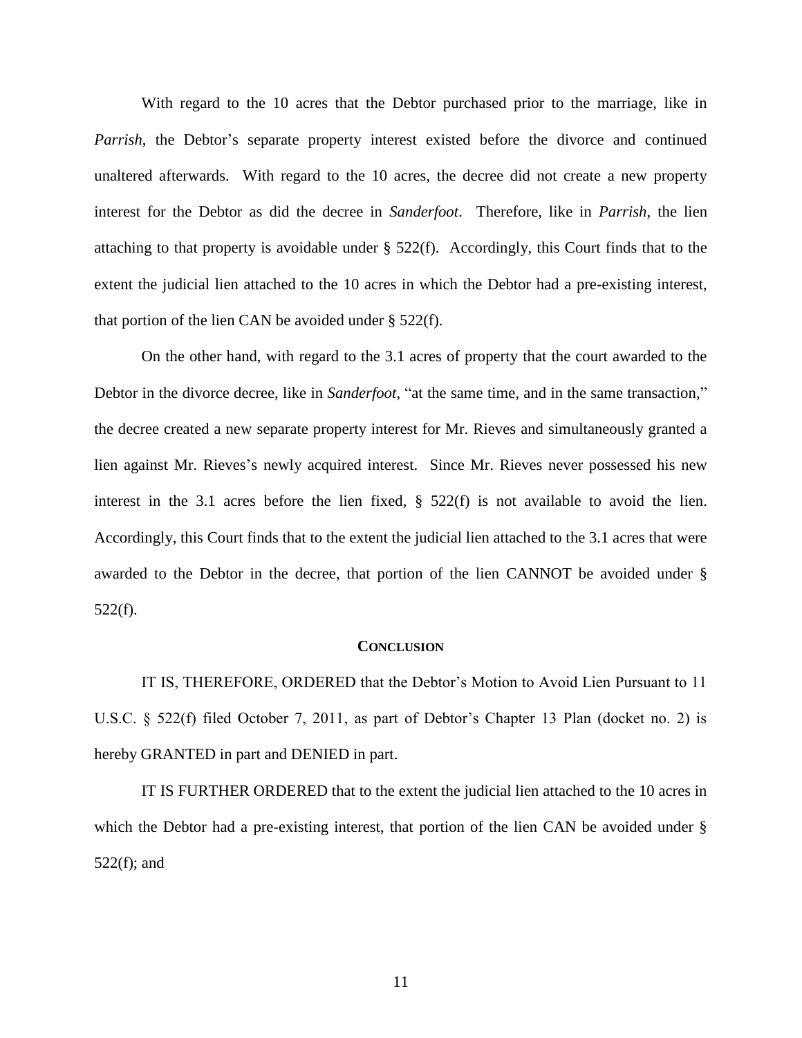With regard to the 10 acres that the Debtor purchased prior to the marriage, like in *Parrish*, the Debtor's separate property interest existed before the divorce and continued unaltered afterwards. With regard to the 10 acres, the decree did not create a new property interest for the Debtor as did the decree in *Sanderfoot*. Therefore, like in *Parrish*, the lien attaching to that property is avoidable under § 522(f). Accordingly, this Court finds that to the extent the judicial lien attached to the 10 acres in which the Debtor had a pre-existing interest, that portion of the lien CAN be avoided under § 522(f).

On the other hand, with regard to the 3.1 acres of property that the court awarded to the Debtor in the divorce decree, like in *Sanderfoot*, "at the same time, and in the same transaction," the decree created a new separate property interest for Mr. Rieves and simultaneously granted a lien against Mr. Rieves's newly acquired interest. Since Mr. Rieves never possessed his new interest in the 3.1 acres before the lien fixed, § 522(f) is not available to avoid the lien. Accordingly, this Court finds that to the extent the judicial lien attached to the 3.1 acres that were awarded to the Debtor in the decree, that portion of the lien CANNOT be avoided under § 522(f).

## CONCLUSION

IT IS, THEREFORE, ORDERED that the Debtor's Motion to Avoid Lien Pursuant to 11 U.S.C. § 522(f) filed October 7, 2011, as part of Debtor's Chapter 13 Plan (docket no. 2) is hereby GRANTED in part and DENIED in part.

IT IS FURTHER ORDERED that to the extent the judicial lien attached to the 10 acres in which the Debtor had a pre-existing interest, that portion of the lien CAN be avoided under § 522(f); and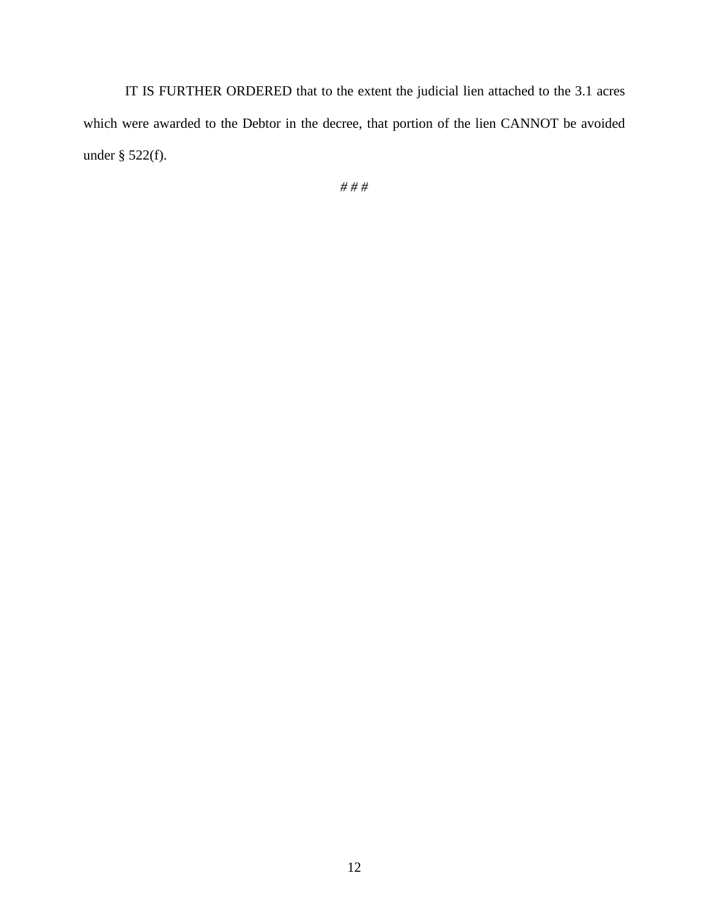IT IS FURTHER ORDERED that to the extent the judicial lien attached to the 3.1 acres which were awarded to the Debtor in the decree, that portion of the lien CANNOT be avoided under § 522(f).

# # #